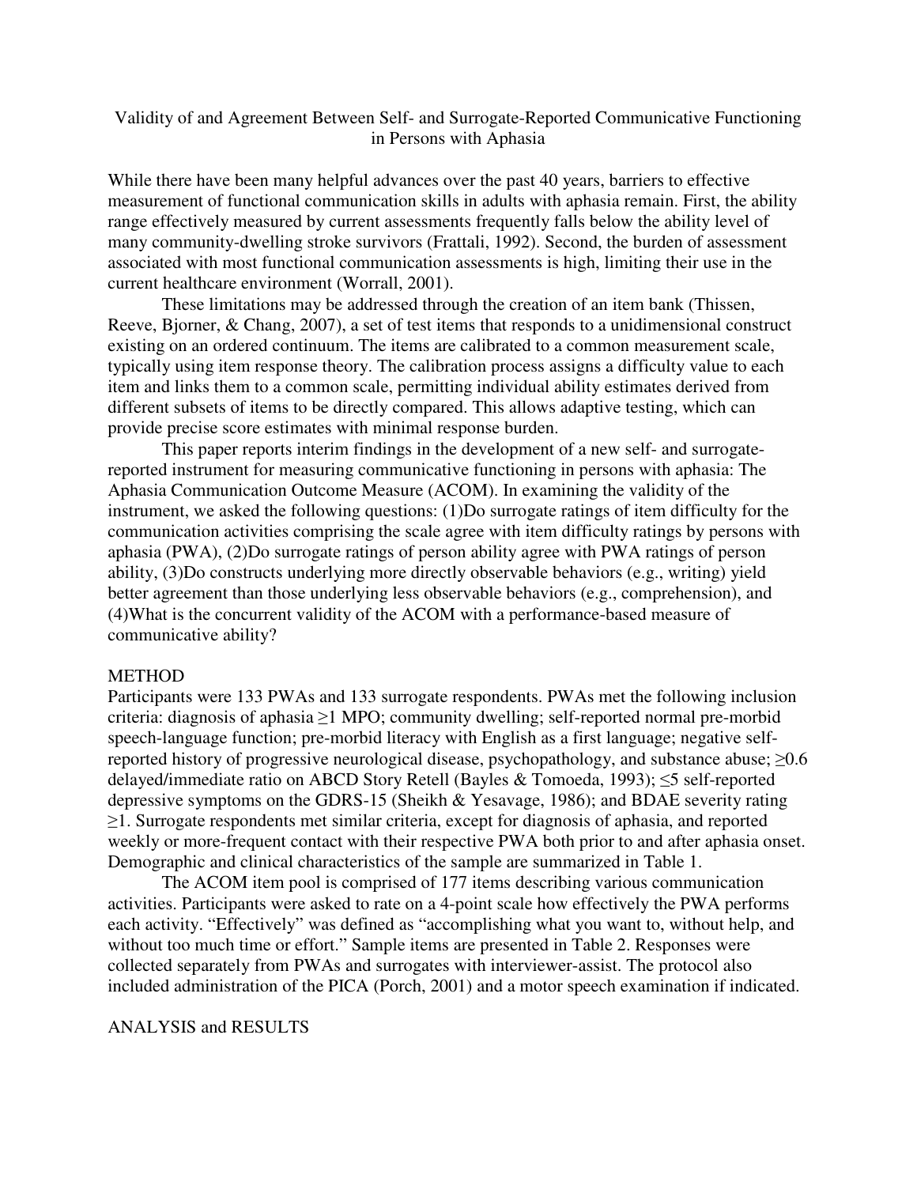# Validity of and Agreement Between Self- and Surrogate-Reported Communicative Functioning in Persons with Aphasia

While there have been many helpful advances over the past 40 years, barriers to effective measurement of functional communication skills in adults with aphasia remain. First, the ability range effectively measured by current assessments frequently falls below the ability level of many community-dwelling stroke survivors (Frattali, 1992). Second, the burden of assessment associated with most functional communication assessments is high, limiting their use in the current healthcare environment (Worrall, 2001).

These limitations may be addressed through the creation of an item bank (Thissen, Reeve, Bjorner, & Chang, 2007), a set of test items that responds to a unidimensional construct existing on an ordered continuum. The items are calibrated to a common measurement scale, typically using item response theory. The calibration process assigns a difficulty value to each item and links them to a common scale, permitting individual ability estimates derived from different subsets of items to be directly compared. This allows adaptive testing, which can provide precise score estimates with minimal response burden.

This paper reports interim findings in the development of a new self- and surrogate-reported instrument for measuring communicative functioning in persons with aphasia: The Aphasia Communication Outcome Measure (ACOM). In examining the validity of the instrument, we asked the following questions: (1)Do surrogate ratings of item difficulty for the communication activities comprising the scale agree with item difficulty ratings by persons with aphasia (PWA), (2)Do surrogate ratings of person ability agree with PWA ratings of person ability, (3)Do constructs underlying more directly observable behaviors (e.g., writing) yield better agreement than those underlying less observable behaviors (e.g., comprehension), and (4)What is the concurrent validity of the ACOM with a performance-based measure of communicative ability?

## METHOD

Participants were 133 PWAs and 133 surrogate respondents. PWAs met the following inclusion criteria: diagnosis of aphasia ≥1 MPO; community dwelling; self-reported normal pre-morbid speech-language function; pre-morbid literacy with English as a first language; negative self-reported history of progressive neurological disease, psychopathology, and substance abuse; ≥0.6 delayed/immediate ratio on ABCD Story Retell (Bayles & Tomoeda, 1993); ≤5 self-reported depressive symptoms on the GDRS-15 (Sheikh & Yesavage, 1986); and BDAE severity rating ≥1. Surrogate respondents met similar criteria, except for diagnosis of aphasia, and reported weekly or more-frequent contact with their respective PWA both prior to and after aphasia onset. Demographic and clinical characteristics of the sample are summarized in Table 1.

The ACOM item pool is comprised of 177 items describing various communication activities. Participants were asked to rate on a 4-point scale how effectively the PWA performs each activity. "Effectively" was defined as "accomplishing what you want to, without help, and without too much time or effort." Sample items are presented in Table 2. Responses were collected separately from PWAs and surrogates with interviewer-assist. The protocol also included administration of the PICA (Porch, 2001) and a motor speech examination if indicated.

## ANALYSIS and RESULTS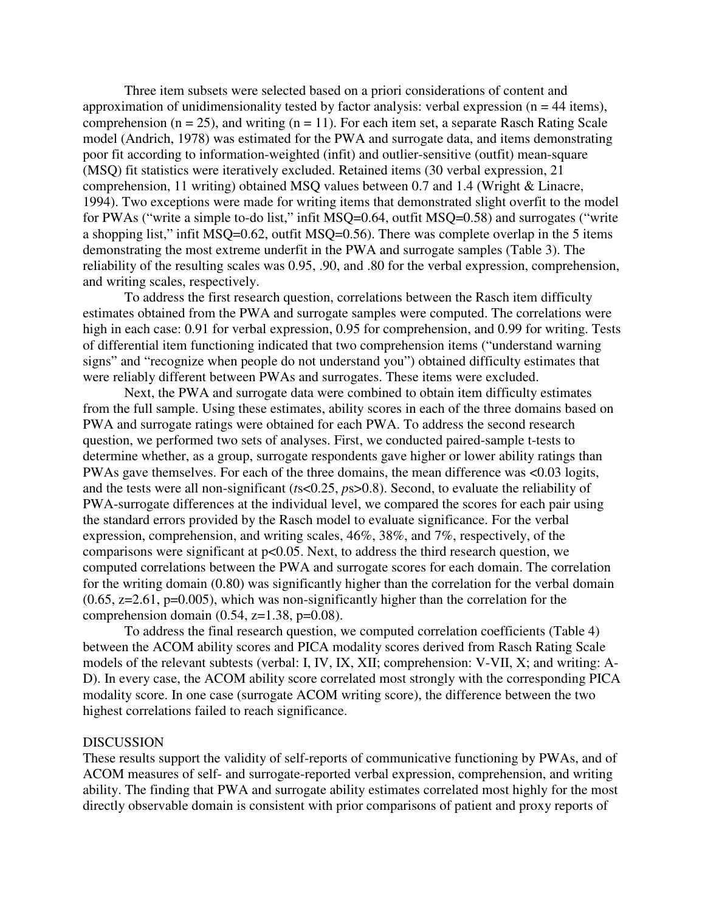Three item subsets were selected based on a priori considerations of content and approximation of unidimensionality tested by factor analysis: verbal expression ($n = 44$ items), comprehension ($n = 25$), and writing ($n = 11$). For each item set, a separate Rasch Rating Scale model (Andrich, 1978) was estimated for the PWA and surrogate data, and items demonstrating poor fit according to information-weighted (infit) and outlier-sensitive (outfit) mean-square (MSQ) fit statistics were iteratively excluded. Retained items (30 verbal expression, 21 comprehension, 11 writing) obtained MSQ values between 0.7 and 1.4 (Wright & Linacre, 1994). Two exceptions were made for writing items that demonstrated slight overfit to the model for PWAs ("write a simple to-do list," infit MSQ=0.64, outfit MSQ=0.58) and surrogates ("write a shopping list," infit MSQ=0.62, outfit MSQ=0.56). There was complete overlap in the 5 items demonstrating the most extreme underfit in the PWA and surrogate samples (Table 3). The reliability of the resulting scales was 0.95, .90, and .80 for the verbal expression, comprehension, and writing scales, respectively.

To address the first research question, correlations between the Rasch item difficulty estimates obtained from the PWA and surrogate samples were computed. The correlations were high in each case: 0.91 for verbal expression, 0.95 for comprehension, and 0.99 for writing. Tests of differential item functioning indicated that two comprehension items ("understand warning signs" and "recognize when people do not understand you") obtained difficulty estimates that were reliably different between PWAs and surrogates. These items were excluded.

Next, the PWA and surrogate data were combined to obtain item difficulty estimates from the full sample. Using these estimates, ability scores in each of the three domains based on PWA and surrogate ratings were obtained for each PWA. To address the second research question, we performed two sets of analyses. First, we conducted paired-sample t-tests to determine whether, as a group, surrogate respondents gave higher or lower ability ratings than PWAs gave themselves. For each of the three domains, the mean difference was <0.03 logits, and the tests were all non-significant (*t*s<0.25, *p*s>0.8). Second, to evaluate the reliability of PWA-surrogate differences at the individual level, we compared the scores for each pair using the standard errors provided by the Rasch model to evaluate significance. For the verbal expression, comprehension, and writing scales, 46%, 38%, and 7%, respectively, of the comparisons were significant at $p<0.05$. Next, to address the third research question, we computed correlations between the PWA and surrogate scores for each domain. The correlation for the writing domain (0.80) was significantly higher than the correlation for the verbal domain (0.65, $z=2.61$, $p=0.005$), which was non-significantly higher than the correlation for the comprehension domain (0.54, $z=1.38$, $p=0.08$).

To address the final research question, we computed correlation coefficients (Table 4) between the ACOM ability scores and PICA modality scores derived from Rasch Rating Scale models of the relevant subtests (verbal: I, IV, IX, XII; comprehension: V-VII, X; and writing: A-D). In every case, the ACOM ability score correlated most strongly with the corresponding PICA modality score. In one case (surrogate ACOM writing score), the difference between the two highest correlations failed to reach significance.

## DISCUSSION

These results support the validity of self-reports of communicative functioning by PWAs, and of ACOM measures of self- and surrogate-reported verbal expression, comprehension, and writing ability. The finding that PWA and surrogate ability estimates correlated most highly for the most directly observable domain is consistent with prior comparisons of patient and proxy reports of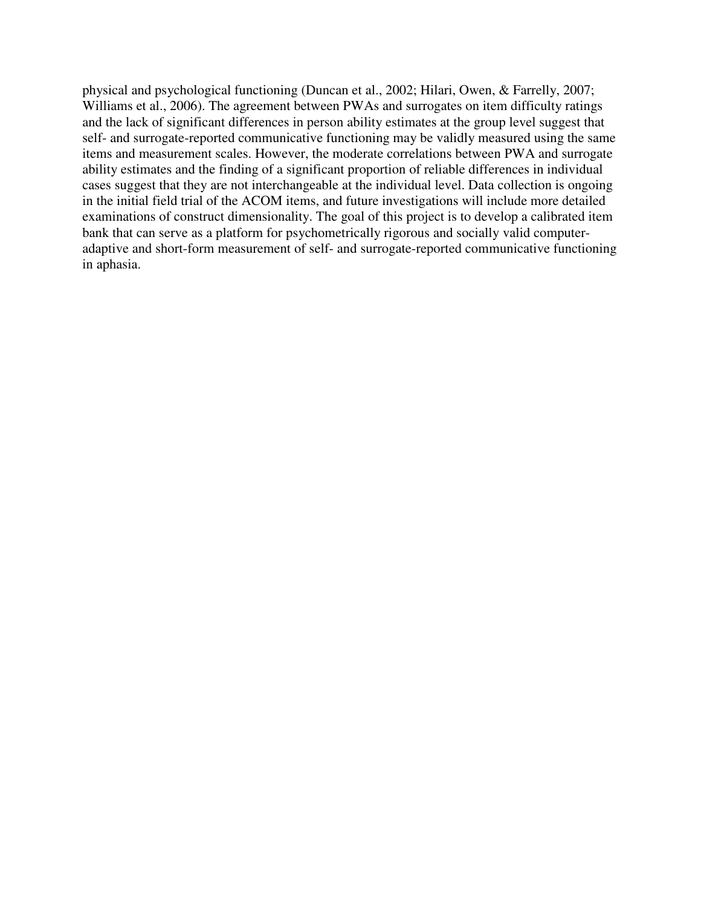physical and psychological functioning (Duncan et al., 2002; Hilari, Owen, & Farrelly, 2007; Williams et al., 2006). The agreement between PWAs and surrogates on item difficulty ratings and the lack of significant differences in person ability estimates at the group level suggest that self- and surrogate-reported communicative functioning may be validly measured using the same items and measurement scales. However, the moderate correlations between PWA and surrogate ability estimates and the finding of a significant proportion of reliable differences in individual cases suggest that they are not interchangeable at the individual level. Data collection is ongoing in the initial field trial of the ACOM items, and future investigations will include more detailed examinations of construct dimensionality. The goal of this project is to develop a calibrated item bank that can serve as a platform for psychometrically rigorous and socially valid computer-adaptive and short-form measurement of self- and surrogate-reported communicative functioning in aphasia.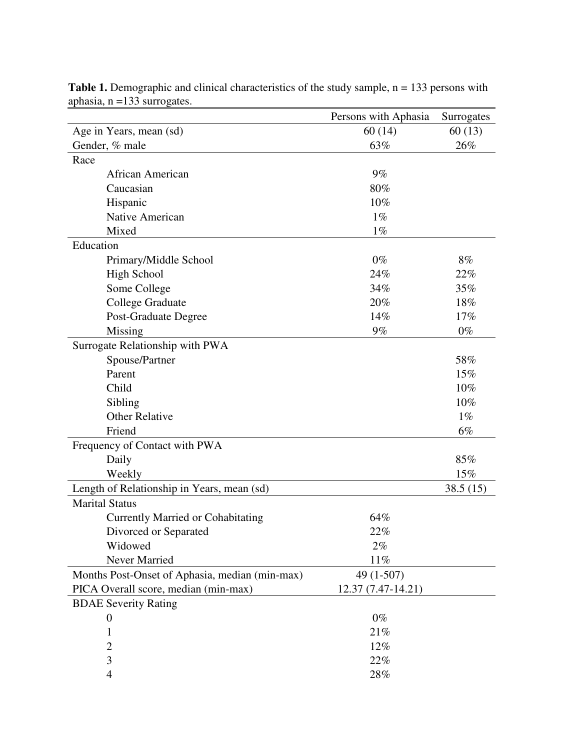**Table 1.** Demographic and clinical characteristics of the study sample, n = 133 persons with aphasia, n =133 surrogates.

| | Persons with Aphasia | Surrogates |
|---|---|---|
| Age in Years, mean (sd) | 60 (14) | 60 (13) |
| Gender, % male | 63% | 26% |
| Race | | |
| African American | 9% | |
| Caucasian | 80% | |
| Hispanic | 10% | |
| Native American | 1% | |
| Mixed | 1% | |
| Education | | |
| Primary/Middle School | 0% | 8% |
| High School | 24% | 22% |
| Some College | 34% | 35% |
| College Graduate | 20% | 18% |
| Post-Graduate Degree | 14% | 17% |
| Missing | 9% | 0% |
| Surrogate Relationship with PWA | | |
| Spouse/Partner | | 58% |
| Parent | | 15% |
| Child | | 10% |
| Sibling | | 10% |
| Other Relative | | 1% |
| Friend | | 6% |
| Frequency of Contact with PWA | | |
| Daily | | 85% |
| Weekly | | 15% |
| Length of Relationship in Years, mean (sd) | | 38.5 (15) |
| Marital Status | | |
| Currently Married or Cohabitating | 64% | |
| Divorced or Separated | 22% | |
| Widowed | 2% | |
| Never Married | 11% | |
| Months Post-Onset of Aphasia, median (min-max) | 49 (1-507) | |
| PICA Overall score, median (min-max) | 12.37 (7.47-14.21) | |
| BDAE Severity Rating | | |
| 0 | 0% | |
| 1 | 21% | |
| 2 | 12% | |
| 3 | 22% | |
| 4 | 28% | |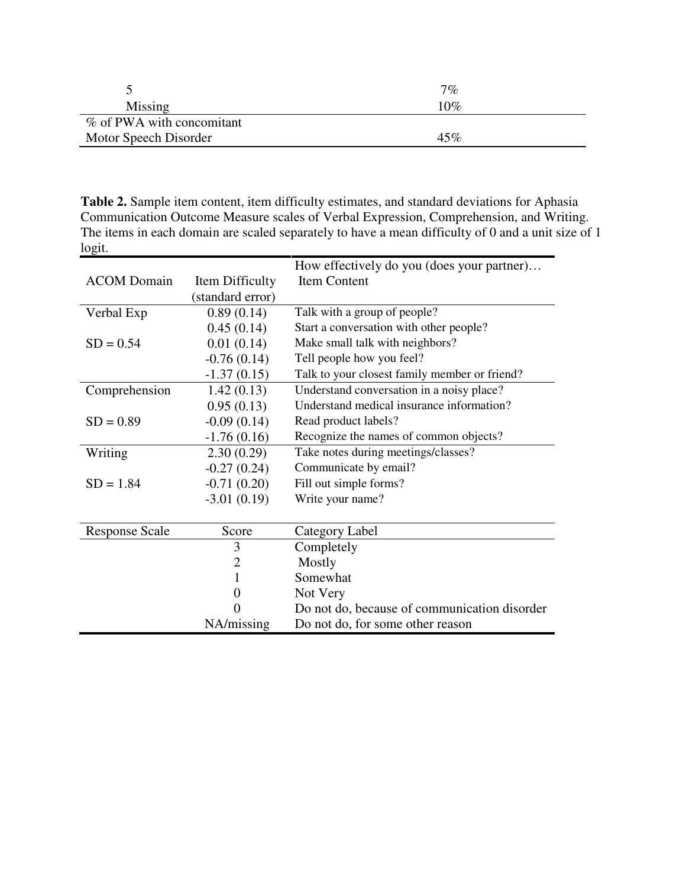| | |
|---|---|
| 5 | 7% |
| Missing | 10% |
| % of PWA with concomitant Motor Speech Disorder | 45% |

**Table 2.** Sample item content, item difficulty estimates, and standard deviations for Aphasia Communication Outcome Measure scales of Verbal Expression, Comprehension, and Writing. The items in each domain are scaled separately to have a mean difficulty of 0 and a unit size of 1 logit.

| ACOM Domain | Item Difficulty (standard error) | How effectively do you (does your partner)… Item Content |
|---|---|---|
| Verbal Exp | 0.89 (0.14) | Talk with a group of people? |
| | 0.45 (0.14) | Start a conversation with other people? |
| SD = 0.54 | 0.01 (0.14) | Make small talk with neighbors? |
| | -0.76 (0.14) | Tell people how you feel? |
| | -1.37 (0.15) | Talk to your closest family member or friend? |
| Comprehension | 1.42 (0.13) | Understand conversation in a noisy place? |
| | 0.95 (0.13) | Understand medical insurance information? |
| SD = 0.89 | -0.09 (0.14) | Read product labels? |
| | -1.76 (0.16) | Recognize the names of common objects? |
| Writing | 2.30 (0.29) | Take notes during meetings/classes? |
| | -0.27 (0.24) | Communicate by email? |
| SD = 1.84 | -0.71 (0.20) | Fill out simple forms? |
| | -3.01 (0.19) | Write your name? |
| **Response Scale** | **Score** | **Category Label** |
| | 3 | Completely |
| | 2 | Mostly |
| | 1 | Somewhat |
| | 0 | Not Very |
| | 0 | Do not do, because of communication disorder |
| | NA/missing | Do not do, for some other reason |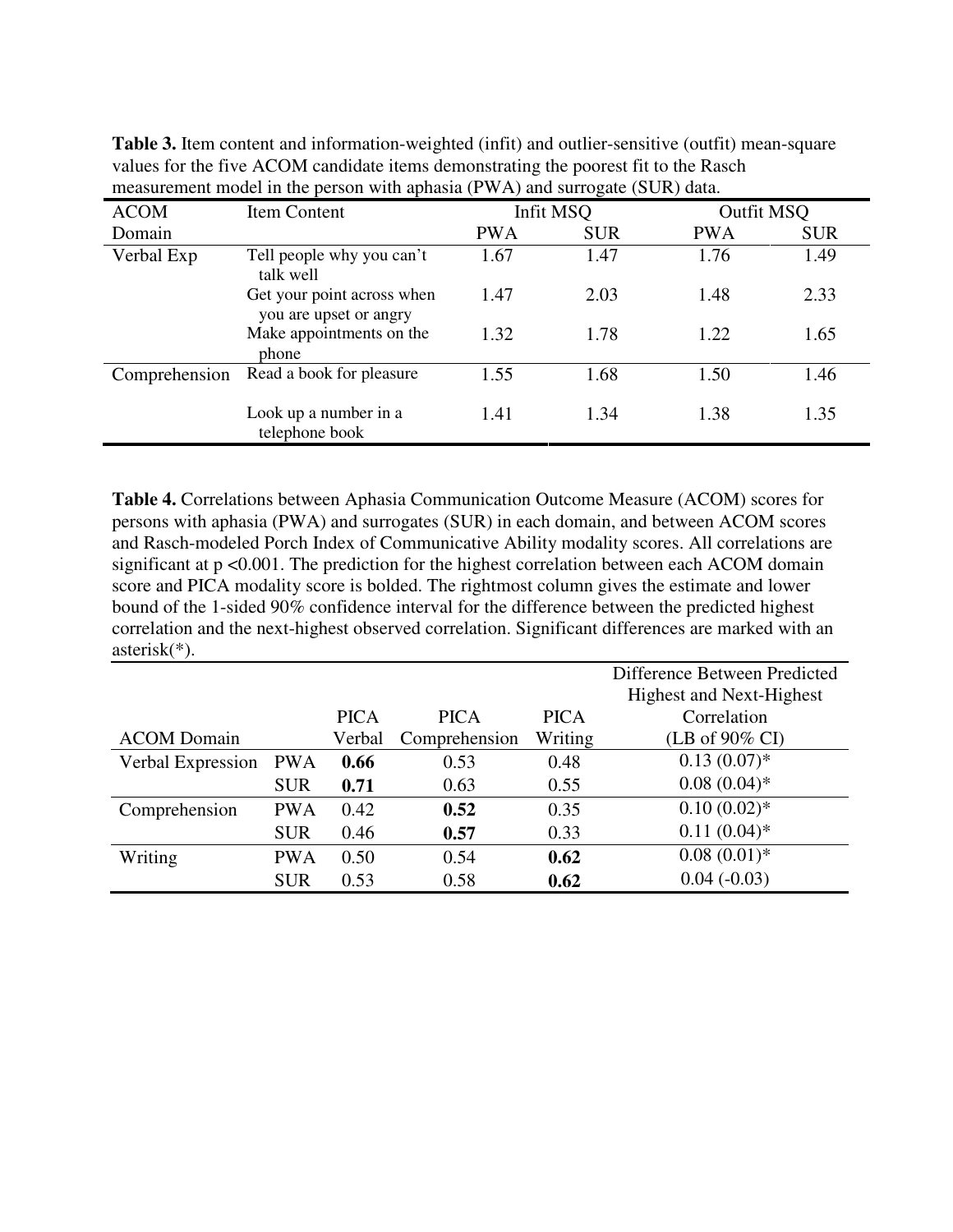**Table 3.** Item content and information-weighted (infit) and outlier-sensitive (outfit) mean-square values for the five ACOM candidate items demonstrating the poorest fit to the Rasch measurement model in the person with aphasia (PWA) and surrogate (SUR) data.

| ACOM Domain | Item Content | Infit MSQ | | Outfit MSQ | |
|---|---|---|---|---|---|
| | | PWA | SUR | PWA | SUR |
| Verbal Exp | Tell people why you can't talk well | 1.67 | 1.47 | 1.76 | 1.49 |
| | Get your point across when you are upset or angry | 1.47 | 2.03 | 1.48 | 2.33 |
| | Make appointments on the phone | 1.32 | 1.78 | 1.22 | 1.65 |
| Comprehension | Read a book for pleasure | 1.55 | 1.68 | 1.50 | 1.46 |
| | Look up a number in a telephone book | 1.41 | 1.34 | 1.38 | 1.35 |

**Table 4.** Correlations between Aphasia Communication Outcome Measure (ACOM) scores for persons with aphasia (PWA) and surrogates (SUR) in each domain, and between ACOM scores and Rasch-modeled Porch Index of Communicative Ability modality scores. All correlations are significant at p <0.001. The prediction for the highest correlation between each ACOM domain score and PICA modality score is bolded. The rightmost column gives the estimate and lower bound of the 1-sided 90% confidence interval for the difference between the predicted highest correlation and the next-highest observed correlation. Significant differences are marked with an asterisk(*).

| ACOM Domain | | PICA Verbal | PICA Comprehension | PICA Writing | Difference Between Predicted Highest and Next-Highest Correlation (LB of 90% CI) |
|---|---|---|---|---|---|
| Verbal Expression | PWA | **0.66** | 0.53 | 0.48 | 0.13 (0.07)* |
| | SUR | **0.71** | 0.63 | 0.55 | 0.08 (0.04)* |
| Comprehension | PWA | 0.42 | **0.52** | 0.35 | 0.10 (0.02)* |
| | SUR | 0.46 | **0.57** | 0.33 | 0.11 (0.04)* |
| Writing | PWA | 0.50 | 0.54 | **0.62** | 0.08 (0.01)* |
| | SUR | 0.53 | 0.58 | **0.62** | 0.04 (-0.03) |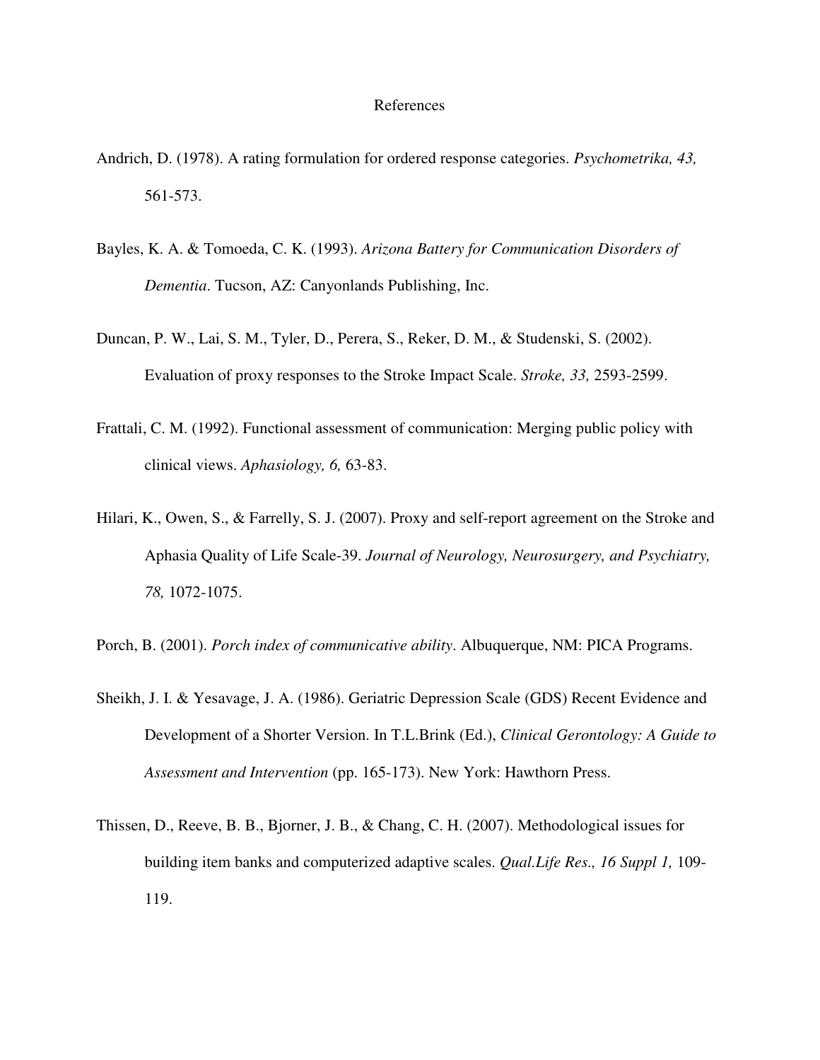# References

Andrich, D. (1978). A rating formulation for ordered response categories. *Psychometrika, 43,* 561-573.

Bayles, K. A. & Tomoeda, C. K. (1993). *Arizona Battery for Communication Disorders of Dementia*. Tucson, AZ: Canyonlands Publishing, Inc.

Duncan, P. W., Lai, S. M., Tyler, D., Perera, S., Reker, D. M., & Studenski, S. (2002). Evaluation of proxy responses to the Stroke Impact Scale. *Stroke, 33,* 2593-2599.

Frattali, C. M. (1992). Functional assessment of communication: Merging public policy with clinical views. *Aphasiology, 6,* 63-83.

Hilari, K., Owen, S., & Farrelly, S. J. (2007). Proxy and self-report agreement on the Stroke and Aphasia Quality of Life Scale-39. *Journal of Neurology, Neurosurgery, and Psychiatry, 78,* 1072-1075.

Porch, B. (2001). *Porch index of communicative ability*. Albuquerque, NM: PICA Programs.

Sheikh, J. I. & Yesavage, J. A. (1986). Geriatric Depression Scale (GDS) Recent Evidence and Development of a Shorter Version. In T.L.Brink (Ed.), *Clinical Gerontology: A Guide to Assessment and Intervention* (pp. 165-173). New York: Hawthorn Press.

Thissen, D., Reeve, B. B., Bjorner, J. B., & Chang, C. H. (2007). Methodological issues for building item banks and computerized adaptive scales. *Qual.Life Res., 16 Suppl 1,* 109-119.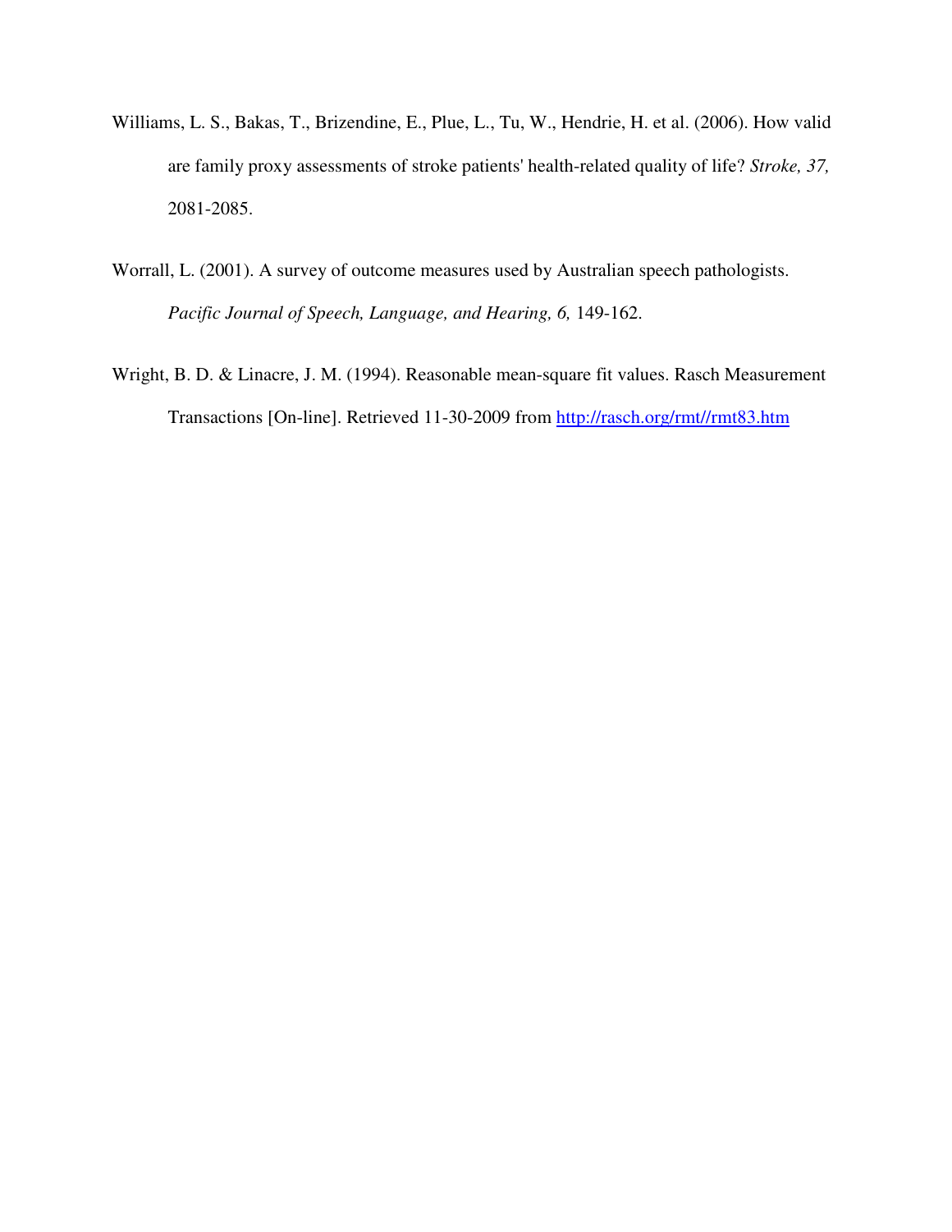Williams, L. S., Bakas, T., Brizendine, E., Plue, L., Tu, W., Hendrie, H. et al. (2006). How valid are family proxy assessments of stroke patients' health-related quality of life? *Stroke, 37,* 2081-2085.

Worrall, L. (2001). A survey of outcome measures used by Australian speech pathologists. *Pacific Journal of Speech, Language, and Hearing, 6,* 149-162.

Wright, B. D. & Linacre, J. M. (1994). Reasonable mean-square fit values. Rasch Measurement Transactions [On-line]. Retrieved 11-30-2009 from [http://rasch.org/rmt//rmt83.htm](http://rasch.org/rmt//rmt83.htm)